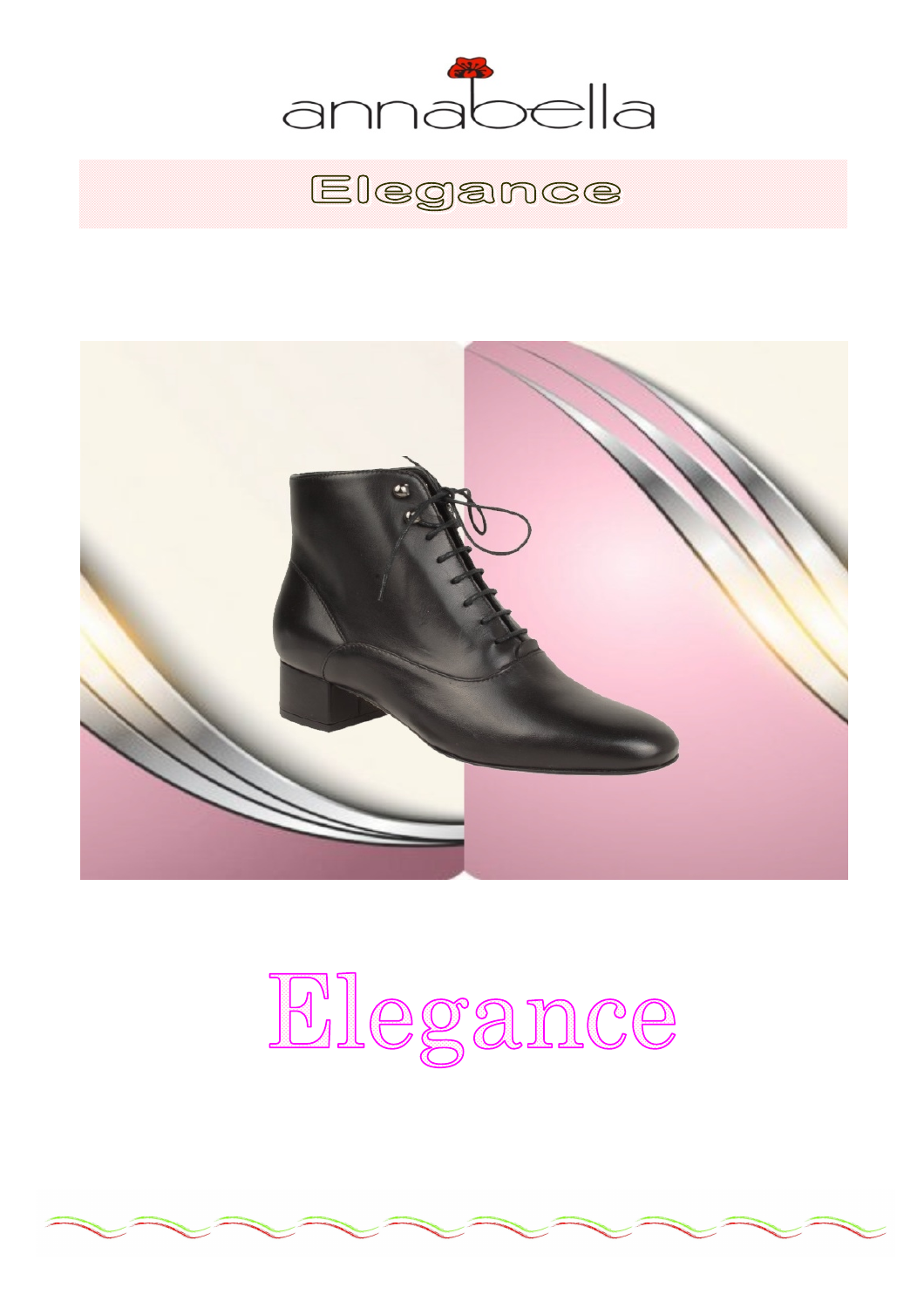annabella

# Elegance

# Elegance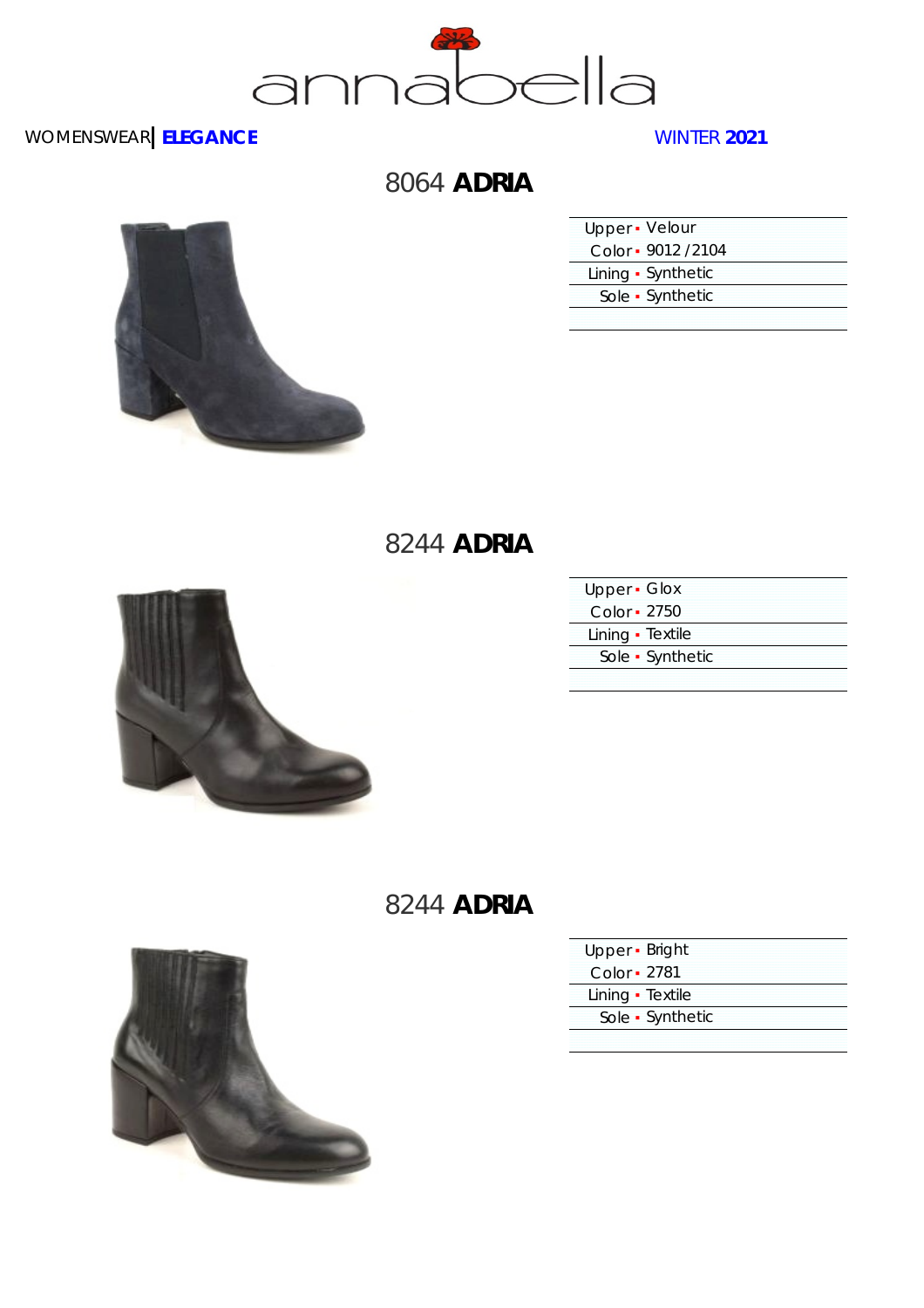annabella

WOMENSWEAR **ELEGANCE** WINTER **2021**

## 8064 **ADRIA**

| | |
|---|---|
| Upper | Velour |
| Color | 9012 / 2104 |
| Lining | Synthetic |
| Sole | Synthetic |

## 8244 **ADRIA**

| | |
|---|---|
| Upper | Glox |
| Color | 2750 |
| Lining | Textile |
| Sole | Synthetic |

## 8244 **ADRIA**

| | |
|---|---|
| Upper | Bright |
| Color | 2781 |
| Lining | Textile |
| Sole | Synthetic |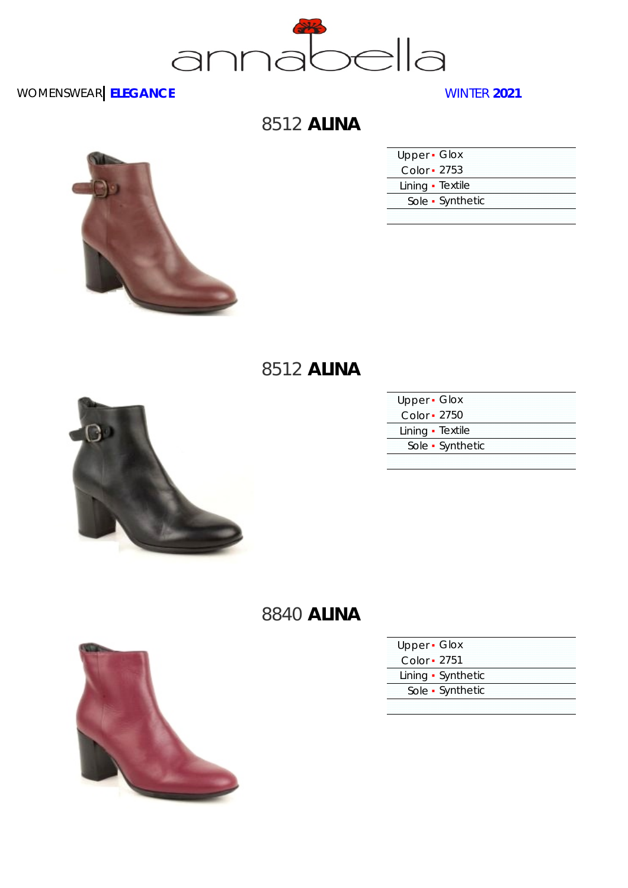annabella

WOMENSWEAR | **ELEGANCE** WINTER **2021**

## 8512 **ALINA**

| | |
|---|---|
| Upper | Glox |
| Color | 2753 |
| Lining | Textile |
| Sole | Synthetic |

## 8512 **ALINA**

| | |
|---|---|
| Upper | Glox |
| Color | 2750 |
| Lining | Textile |
| Sole | Synthetic |

## 8840 **ALINA**

| | |
|---|---|
| Upper | Glox |
| Color | 2751 |
| Lining | Synthetic |
| Sole | Synthetic |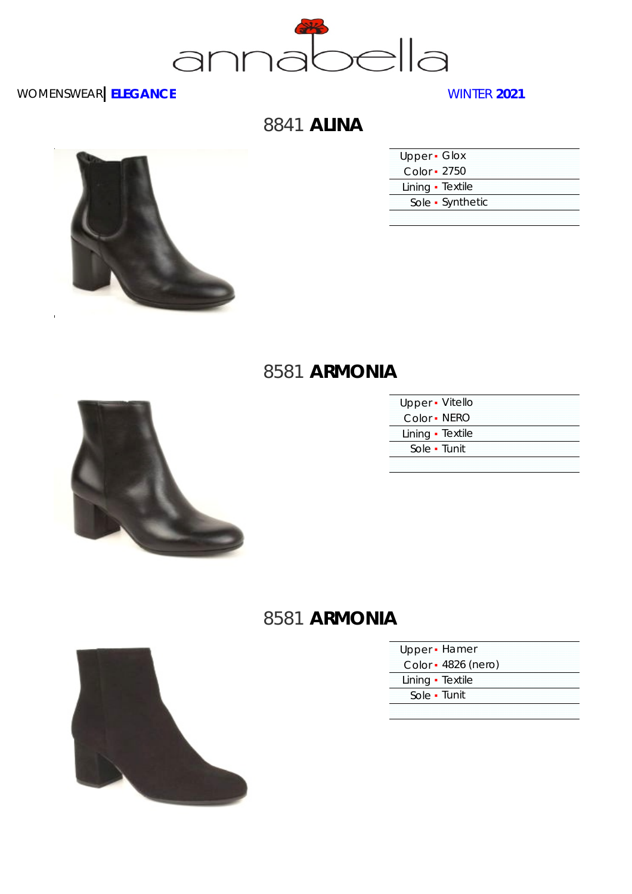annabella

WOMENSWEAR **ELEGANCE** WINTER **2021**

## 8841 **ALINA**

| | |
|---|---|
| Upper | Glox |
| Color | 2750 |
| Lining | Textile |
| Sole | Synthetic |

## 8581 **ARMONIA**

| | |
|---|---|
| Upper | Vitello |
| Color | NERO |
| Lining | Textile |
| Sole | Tunit |

## 8581 **ARMONIA**

| | |
|---|---|
| Upper | Hamer |
| Color | 4826 (nero) |
| Lining | Textile |
| Sole | Tunit |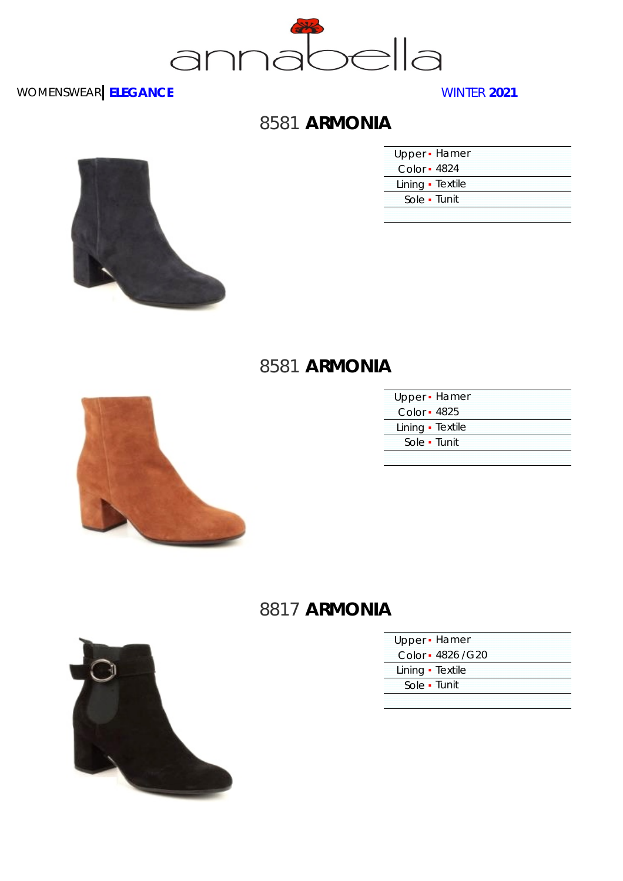annabella

WOMENSWEAR **ELEGANCE** WINTER **2021**

## 8581 **ARMONIA**

| | |
|---|---|
| Upper | Hamer |
| Color | 4824 |
| Lining | Textile |
| Sole | Tunit |

## 8581 **ARMONIA**

| | |
|---|---|
| Upper | Hamer |
| Color | 4825 |
| Lining | Textile |
| Sole | Tunit |

## 8817 **ARMONIA**

| | |
|---|---|
| Upper | Hamer |
| Color | 4826 /G20 |
| Lining | Textile |
| Sole | Tunit |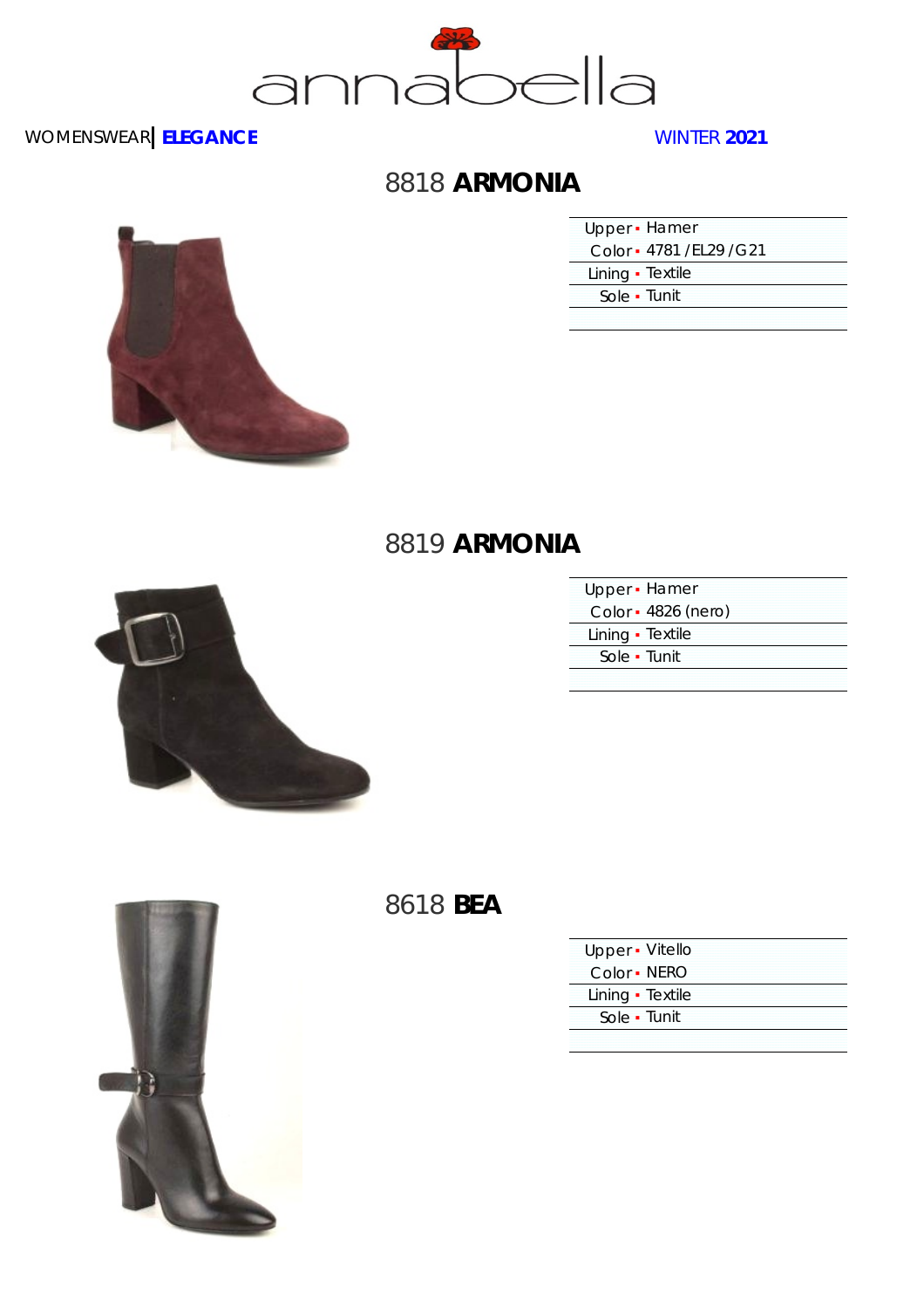annabella

WOMENSWEAR | **ELEGANCE**

WINTER **2021**

## 8818 **ARMONIA**

| | |
|---|---|
| Upper | Hamer |
| Color | 4781 / EL29 / G21 |
| Lining | Textile |
| Sole | Tunit |

## 8819 **ARMONIA**

| | |
|---|---|
| Upper | Hamer |
| Color | 4826 (nero) |
| Lining | Textile |
| Sole | Tunit |

## 8618 **BEA**

| | |
|---|---|
| Upper | Vitello |
| Color | NERO |
| Lining | Textile |
| Sole | Tunit |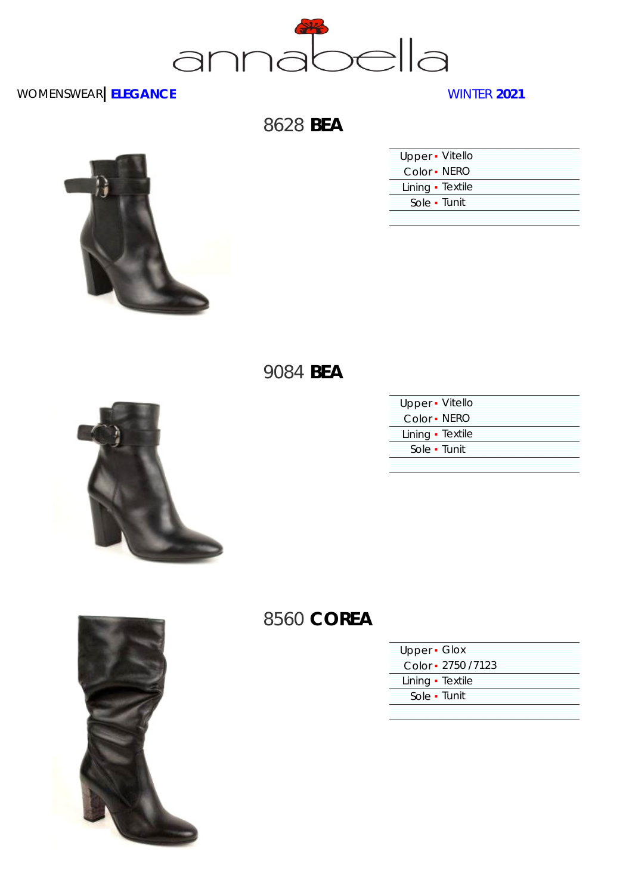annabella

WOMENSWEAR **ELEGANCE** WINTER **2021**

## 8628 **BEA**

| | |
|---|---|
| Upper | Vitello |
| Color | NERO |
| Lining | Textile |
| Sole | Tunit |

## 9084 **BEA**

| | |
|---|---|
| Upper | Vitello |
| Color | NERO |
| Lining | Textile |
| Sole | Tunit |

## 8560 **COREA**

| | |
|---|---|
| Upper | Glox |
| Color | 2750 / 7123 |
| Lining | Textile |
| Sole | Tunit |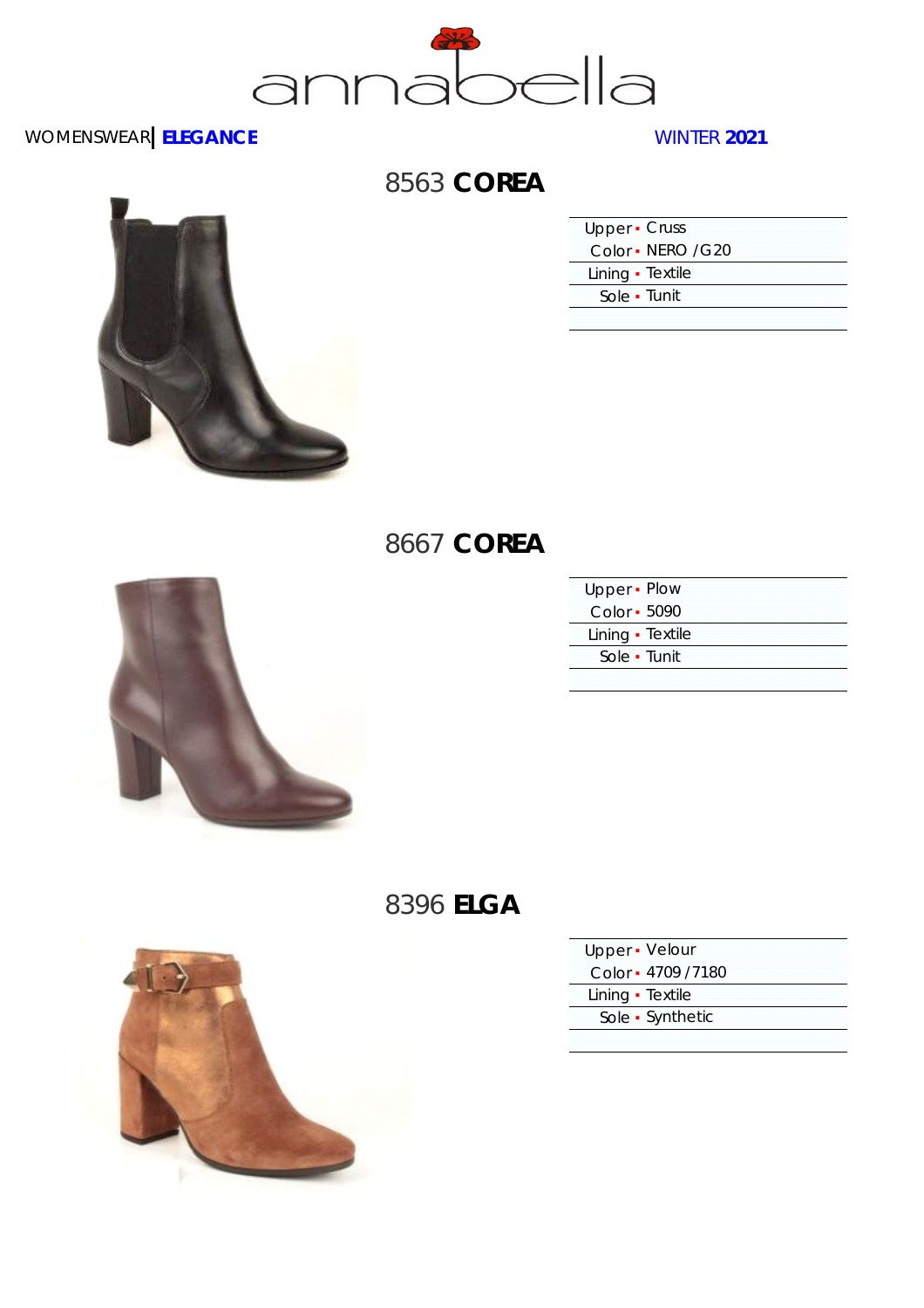annabella

WOMENSWEAR | **ELEGANCE** WINTER **2021**

## 8563 **COREA**

| | |
|---|---|
| Upper | Cruss |
| Color | NERO / G20 |
| Lining | Textile |
| Sole | Tunit |

## 8667 **COREA**

| | |
|---|---|
| Upper | Plow |
| Color | 5090 |
| Lining | Textile |
| Sole | Tunit |

## 8396 **ELGA**

| | |
|---|---|
| Upper | Velour |
| Color | 4709 / 7180 |
| Lining | Textile |
| Sole | Synthetic |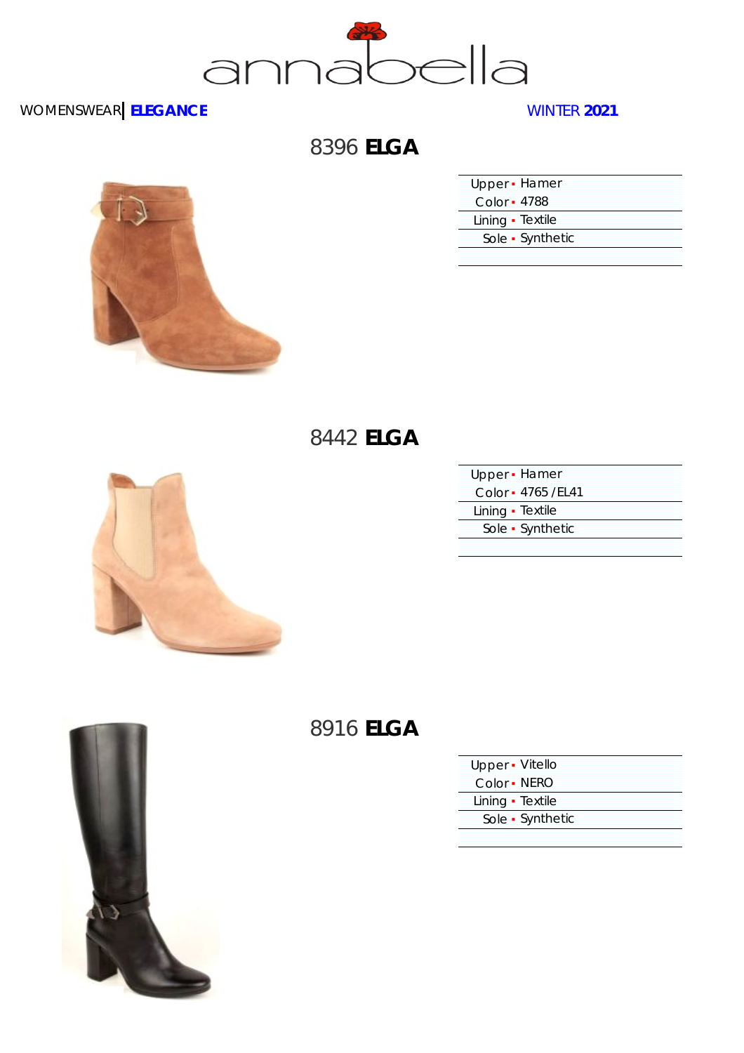annabella

WOMENSWEAR | **ELEGANCE**

WINTER **2021**

## 8396 **ELGA**

| | |
|---|---|
| Upper | Hamer |
| Color | 4788 |
| Lining | Textile |
| Sole | Synthetic |

## 8442 **ELGA**

| | |
|---|---|
| Upper | Hamer |
| Color | 4765 /EL41 |
| Lining | Textile |
| Sole | Synthetic |

## 8916 **ELGA**

| | |
|---|---|
| Upper | Vitello |
| Color | NERO |
| Lining | Textile |
| Sole | Synthetic |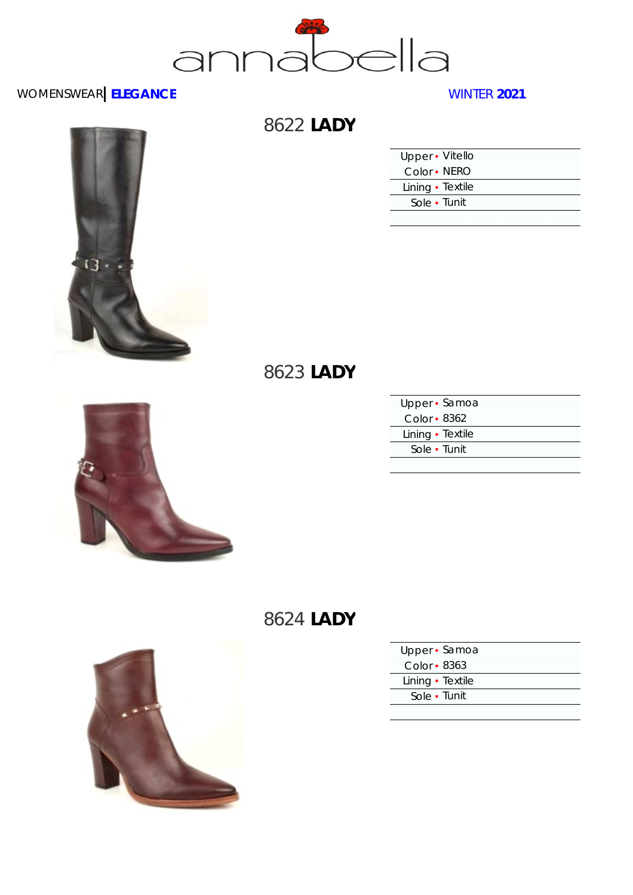annabella

WOMENSWEAR | **ELEGANCE**

WINTER **2021**

## 8622 **LADY**

| | |
|---|---|
| Upper | Vitello |
| Color | NERO |
| Lining | Textile |
| Sole | Tunit |

## 8623 **LADY**

| | |
|---|---|
| Upper | Samoa |
| Color | 8362 |
| Lining | Textile |
| Sole | Tunit |

## 8624 **LADY**

| | |
|---|---|
| Upper | Samoa |
| Color | 8363 |
| Lining | Textile |
| Sole | Tunit |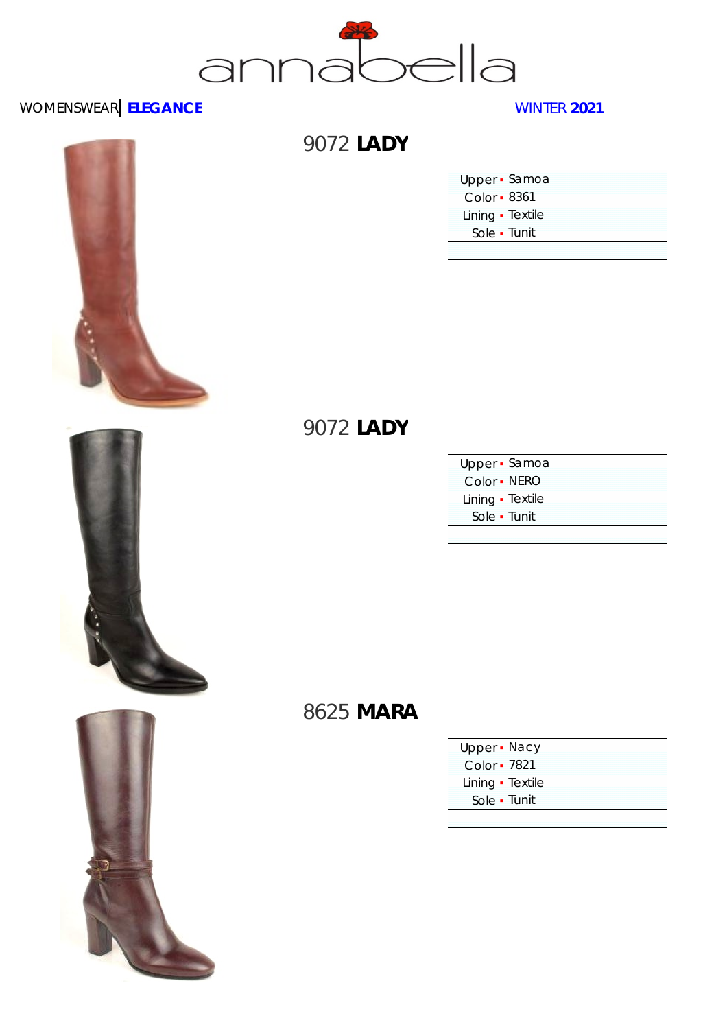annabella

WOMENSWEAR | **ELEGANCE**

WINTER **2021**

## 9072 **LADY**

| | |
|---|---|
| Upper | Samoa |
| Color | 8361 |
| Lining | Textile |
| Sole | Tunit |

## 9072 **LADY**

| | |
|---|---|
| Upper | Samoa |
| Color | NERO |
| Lining | Textile |
| Sole | Tunit |

## 8625 **MARA**

| | |
|---|---|
| Upper | Nacy |
| Color | 7821 |
| Lining | Textile |
| Sole | Tunit |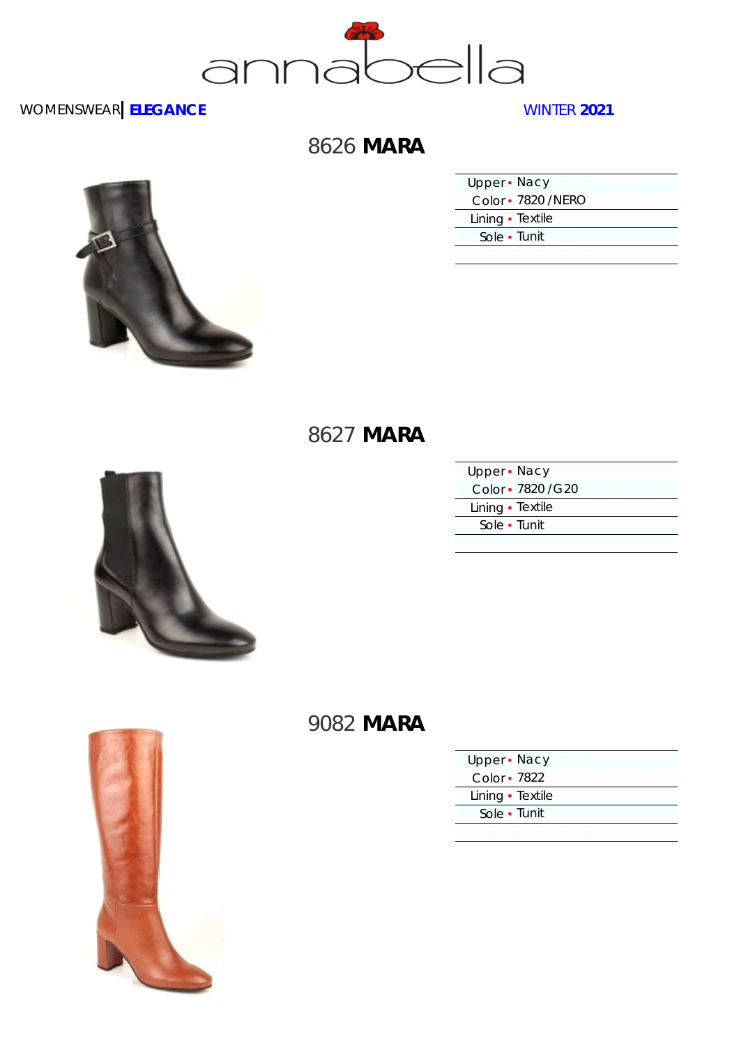annabella

WOMENSWEAR | **ELEGANCE**

WINTER **2021**

## 8626 **MARA**

| | |
|---|---|
| Upper | Nacy |
| Color | 7820 / NERO |
| Lining | Textile |
| Sole | Tunit |

## 8627 **MARA**

| | |
|---|---|
| Upper | Nacy |
| Color | 7820 / G20 |
| Lining | Textile |
| Sole | Tunit |

## 9082 **MARA**

| | |
|---|---|
| Upper | Nacy |
| Color | 7822 |
| Lining | Textile |
| Sole | Tunit |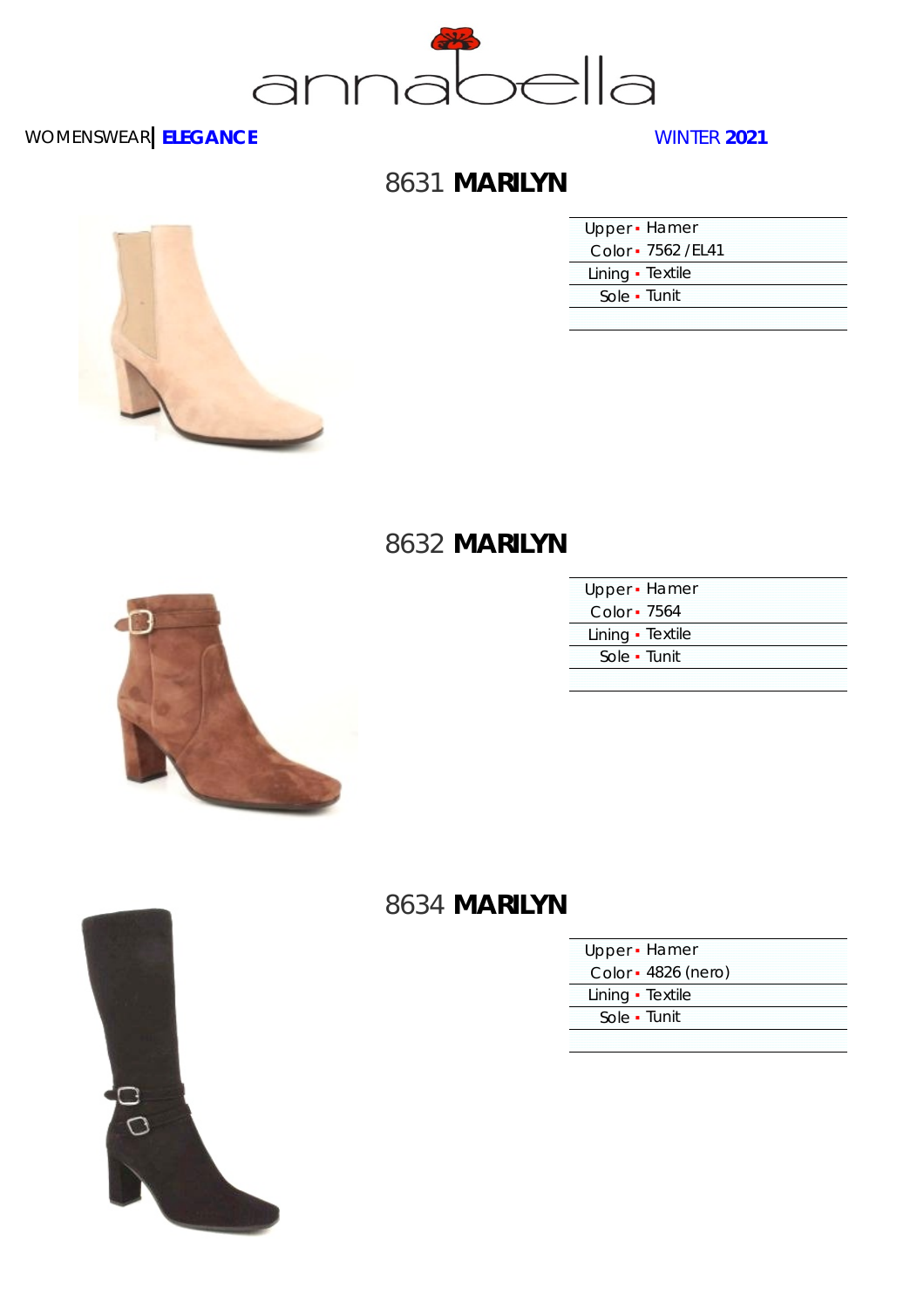annabella

WOMENSWEAR | **ELEGANCE** WINTER **2021**

## 8631 **MARILYN**

| | |
|---|---|
| Upper | Hamer |
| Color | 7562 / EL41 |
| Lining | Textile |
| Sole | Tunit |

## 8632 **MARILYN**

| | |
|---|---|
| Upper | Hamer |
| Color | 7564 |
| Lining | Textile |
| Sole | Tunit |

## 8634 **MARILYN**

| | |
|---|---|
| Upper | Hamer |
| Color | 4826 (nero) |
| Lining | Textile |
| Sole | Tunit |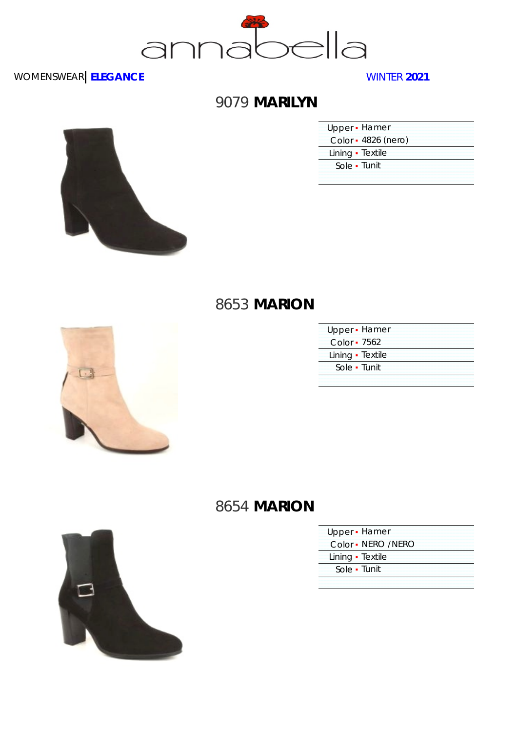annabella

WOMENSWEAR | **ELEGANCE**

WINTER **2021**

## 9079 **MARILYN**

| | |
|---|---|
| Upper | Hamer |
| Color | 4826 (nero) |
| Lining | Textile |
| Sole | Tunit |

## 8653 **MARION**

| | |
|---|---|
| Upper | Hamer |
| Color | 7562 |
| Lining | Textile |
| Sole | Tunit |

## 8654 **MARION**

| | |
|---|---|
| Upper | Hamer |
| Color | NERO /NERO |
| Lining | Textile |
| Sole | Tunit |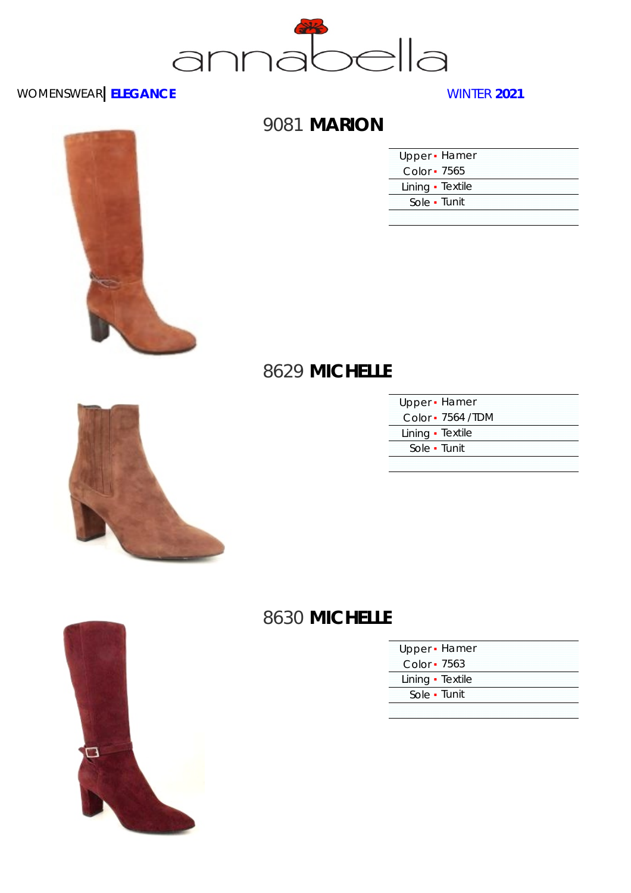annabella

WOMENSWEAR | **ELEGANCE**

WINTER **2021**

## 9081 **MARION**

| | |
|---|---|
| Upper | Hamer |
| Color | 7565 |
| Lining | Textile |
| Sole | Tunit |

## 8629 **MICHELLE**

| | |
|---|---|
| Upper | Hamer |
| Color | 7564 / TDM |
| Lining | Textile |
| Sole | Tunit |

## 8630 **MICHELLE**

| | |
|---|---|
| Upper | Hamer |
| Color | 7563 |
| Lining | Textile |
| Sole | Tunit |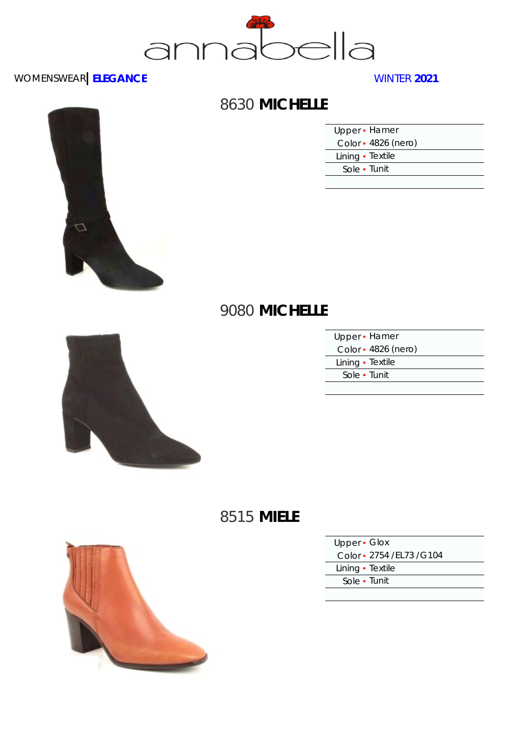WOMENSWEAR | **ELEGANCE**

WINTER **2021**

## 8630 **MICHELLE**

| | |
|---|---|
| Upper | Hamer |
| Color | 4826 (nero) |
| Lining | Textile |
| Sole | Tunit |

## 9080 **MICHELLE**

| | |
|---|---|
| Upper | Hamer |
| Color | 4826 (nero) |
| Lining | Textile |
| Sole | Tunit |

## 8515 **MIELE**

| | |
|---|---|
| Upper | Glox |
| Color | 2754 / EL73 / G104 |
| Lining | Textile |
| Sole | Tunit |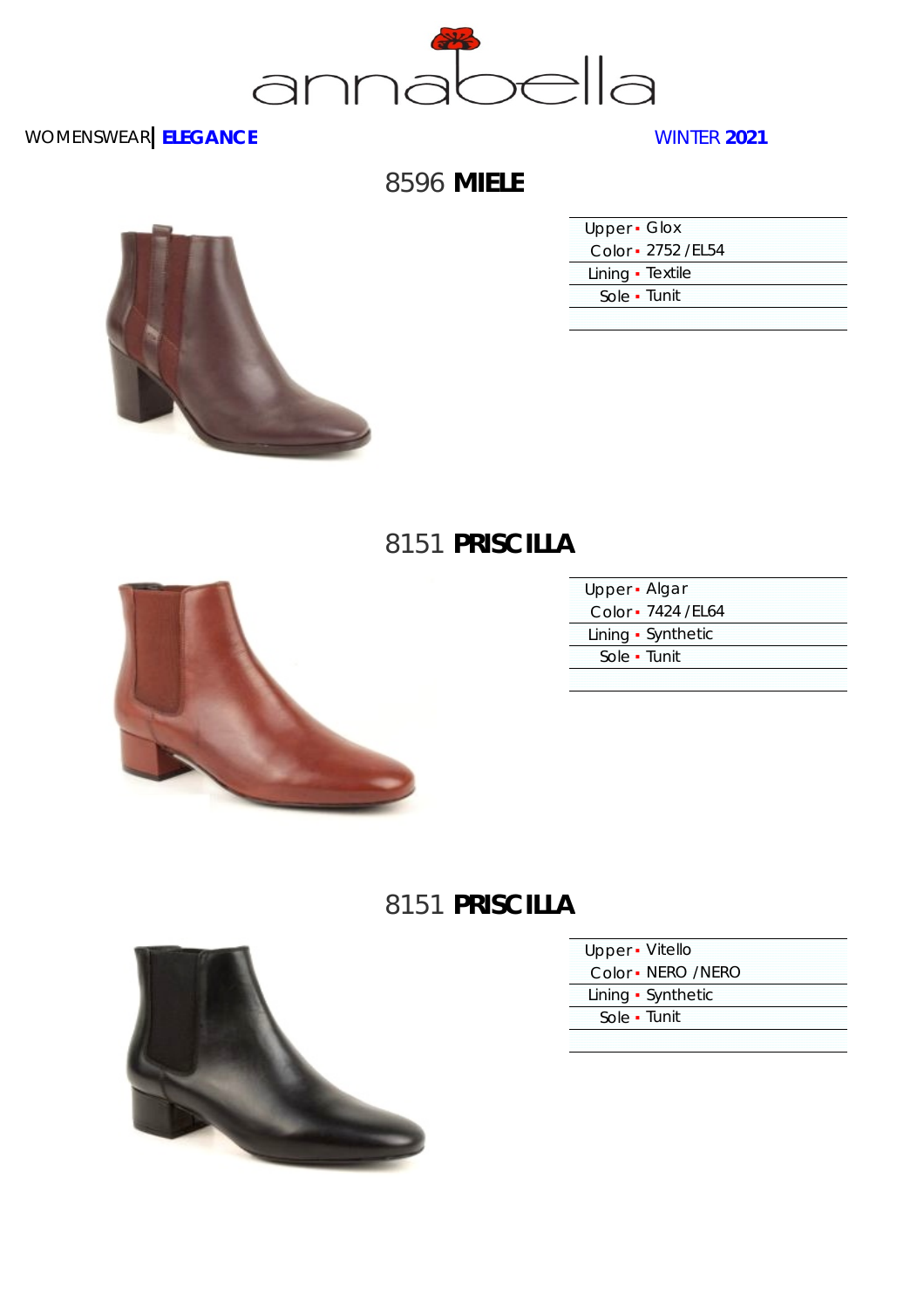annabella

WOMENSWEAR | **ELEGANCE** WINTER **2021**

## 8596 **MIELE**

| | |
|---|---|
| Upper | Glox |
| Color | 2752 / EL54 |
| Lining | Textile |
| Sole | Tunit |

## 8151 **PRISCILLA**

| | |
|---|---|
| Upper | Algar |
| Color | 7424 / EL64 |
| Lining | Synthetic |
| Sole | Tunit |

## 8151 **PRISCILLA**

| | |
|---|---|
| Upper | Vitello |
| Color | NERO / NERO |
| Lining | Synthetic |
| Sole | Tunit |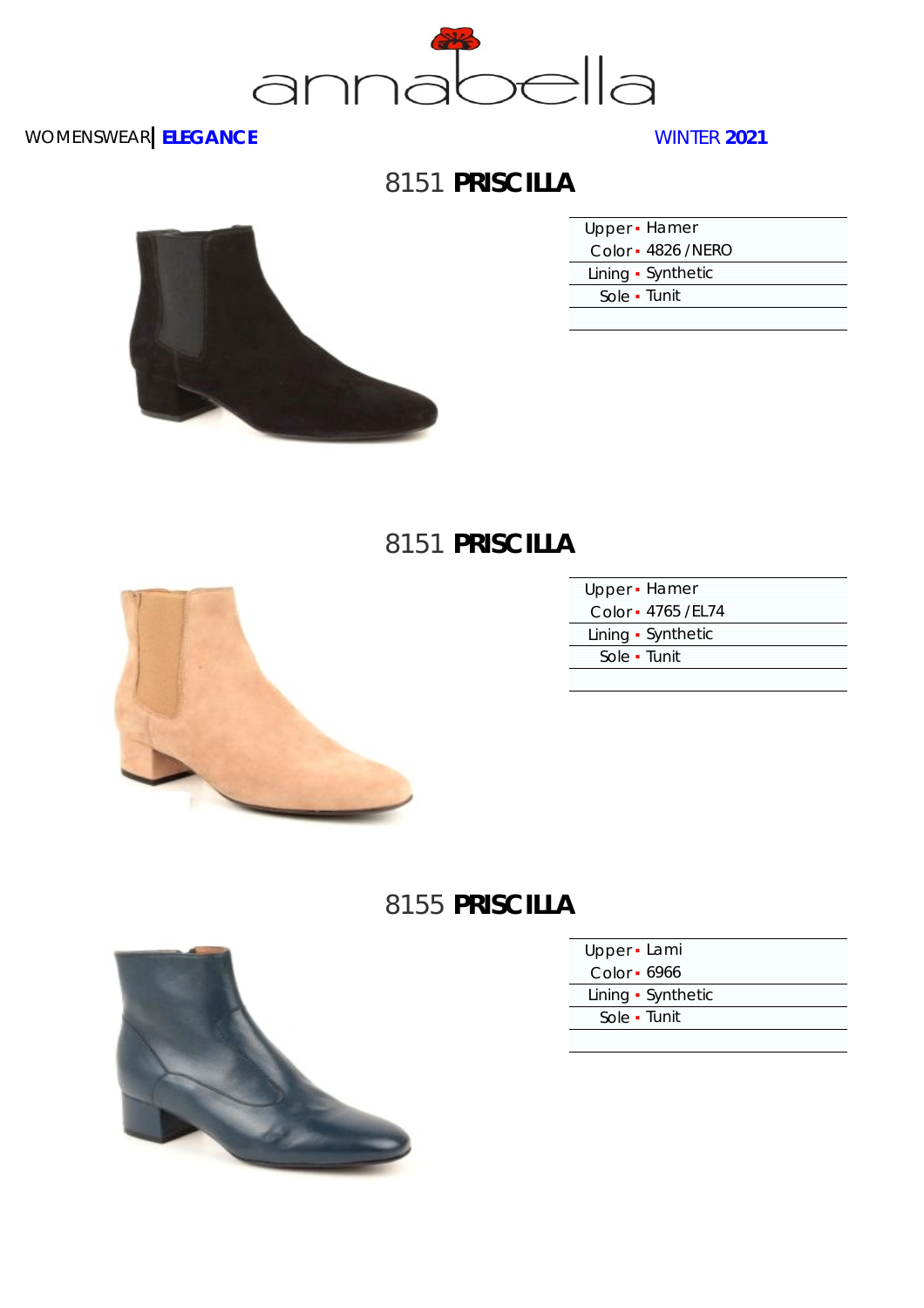annabella

WOMENSWEAR | **ELEGANCE**

WINTER **2021**

## 8151 **PRISCILLA**

| | |
|---|---|
| Upper | Hamer |
| Color | 4826 / NERO |
| Lining | Synthetic |
| Sole | Tunit |

## 8151 **PRISCILLA**

| | |
|---|---|
| Upper | Hamer |
| Color | 4765 / EL74 |
| Lining | Synthetic |
| Sole | Tunit |

## 8155 **PRISCILLA**

| | |
|---|---|
| Upper | Lami |
| Color | 6966 |
| Lining | Synthetic |
| Sole | Tunit |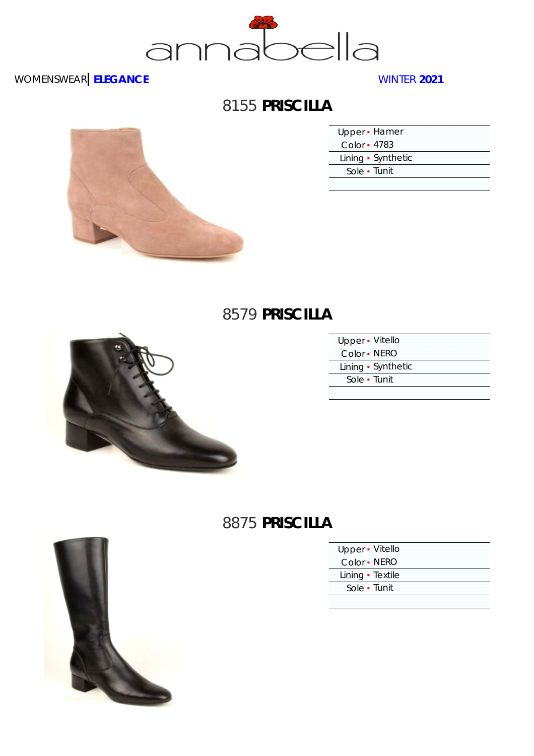annabella

WOMENSWEAR | **ELEGANCE** WINTER **2021**

## 8155 **PRISCILLA**

| | |
|---|---|
| Upper | Hamer |
| Color | 4783 |
| Lining | Synthetic |
| Sole | Tunit |

## 8579 **PRISCILLA**

| | |
|---|---|
| Upper | Vitello |
| Color | NERO |
| Lining | Synthetic |
| Sole | Tunit |

## 8875 **PRISCILLA**

| | |
|---|---|
| Upper | Vitello |
| Color | NERO |
| Lining | Textile |
| Sole | Tunit |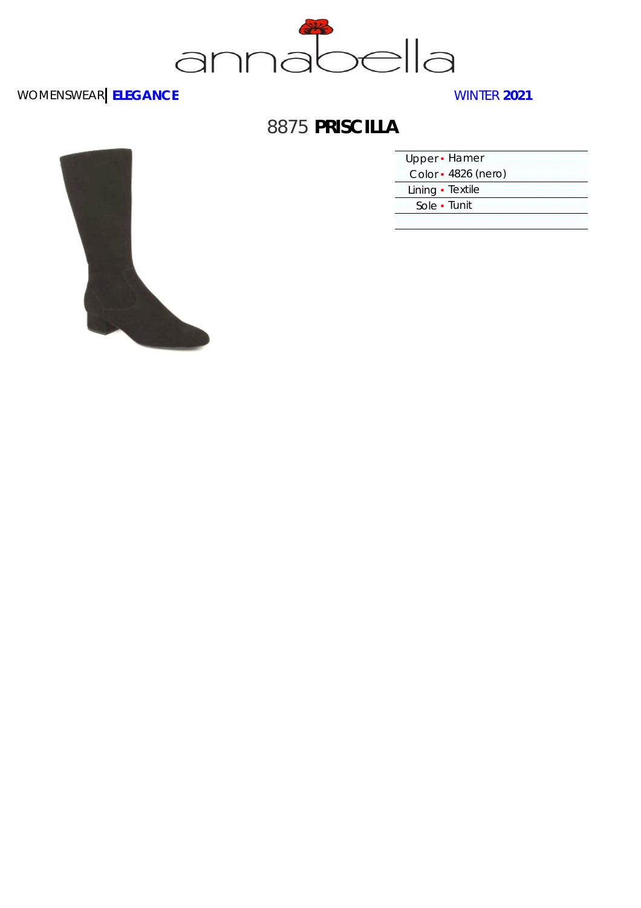annabella

WOMENSWEAR | **ELEGANCE** WINTER **2021**

# 8875 **PRISCILLA**

| | |
|---|---|
| Upper | Hamer |
| Color | 4826 (nero) |
| Lining | Textile |
| Sole | Tunit |